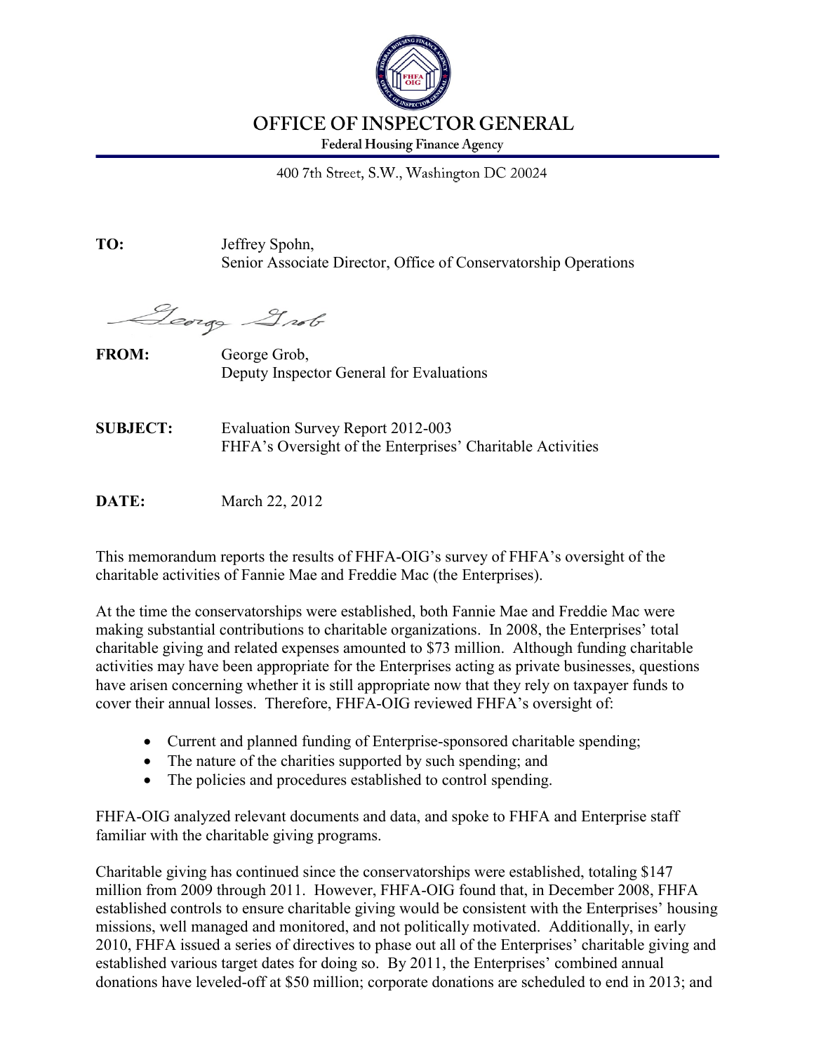# OFFICE OF INSPECTOR GENERAL

**Federal Housing Finance Agency**

400 7th Street, S.W., Washington DC 20024

**TO:** Jeffrey Spohn,
Senior Associate Director, Office of Conservatorship Operations

**FROM:** George Grob,
Deputy Inspector General for Evaluations

**SUBJECT:** Evaluation Survey Report 2012-003
FHFA's Oversight of the Enterprises' Charitable Activities

**DATE:** March 22, 2012

This memorandum reports the results of FHFA-OIG's survey of FHFA's oversight of the charitable activities of Fannie Mae and Freddie Mac (the Enterprises).

At the time the conservatorships were established, both Fannie Mae and Freddie Mac were making substantial contributions to charitable organizations. In 2008, the Enterprises' total charitable giving and related expenses amounted to $73 million. Although funding charitable activities may have been appropriate for the Enterprises acting as private businesses, questions have arisen concerning whether it is still appropriate now that they rely on taxpayer funds to cover their annual losses. Therefore, FHFA-OIG reviewed FHFA's oversight of:

- Current and planned funding of Enterprise-sponsored charitable spending;
- The nature of the charities supported by such spending; and
- The policies and procedures established to control spending.

FHFA-OIG analyzed relevant documents and data, and spoke to FHFA and Enterprise staff familiar with the charitable giving programs.

Charitable giving has continued since the conservatorships were established, totaling $147 million from 2009 through 2011. However, FHFA-OIG found that, in December 2008, FHFA established controls to ensure charitable giving would be consistent with the Enterprises' housing missions, well managed and monitored, and not politically motivated. Additionally, in early 2010, FHFA issued a series of directives to phase out all of the Enterprises' charitable giving and established various target dates for doing so. By 2011, the Enterprises' combined annual donations have leveled-off at $50 million; corporate donations are scheduled to end in 2013; and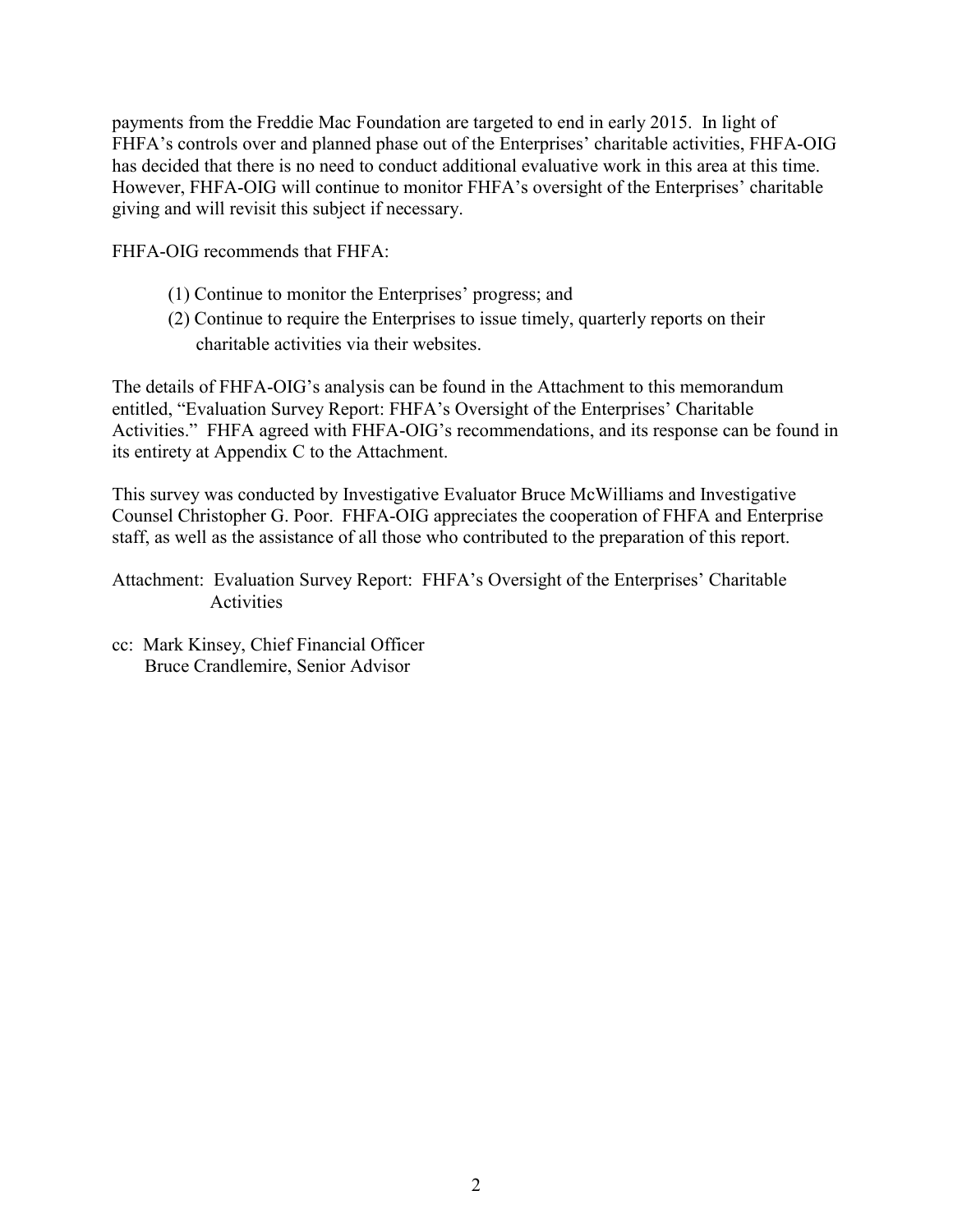payments from the Freddie Mac Foundation are targeted to end in early 2015. In light of FHFA's controls over and planned phase out of the Enterprises' charitable activities, FHFA-OIG has decided that there is no need to conduct additional evaluative work in this area at this time. However, FHFA-OIG will continue to monitor FHFA's oversight of the Enterprises' charitable giving and will revisit this subject if necessary.

FHFA-OIG recommends that FHFA:

(1) Continue to monitor the Enterprises' progress; and
(2) Continue to require the Enterprises to issue timely, quarterly reports on their charitable activities via their websites.

The details of FHFA-OIG's analysis can be found in the Attachment to this memorandum entitled, "Evaluation Survey Report: FHFA's Oversight of the Enterprises' Charitable Activities." FHFA agreed with FHFA-OIG's recommendations, and its response can be found in its entirety at Appendix C to the Attachment.

This survey was conducted by Investigative Evaluator Bruce McWilliams and Investigative Counsel Christopher G. Poor. FHFA-OIG appreciates the cooperation of FHFA and Enterprise staff, as well as the assistance of all those who contributed to the preparation of this report.

Attachment: Evaluation Survey Report: FHFA's Oversight of the Enterprises' Charitable Activities

cc: Mark Kinsey, Chief Financial Officer
Bruce Crandlemire, Senior Advisor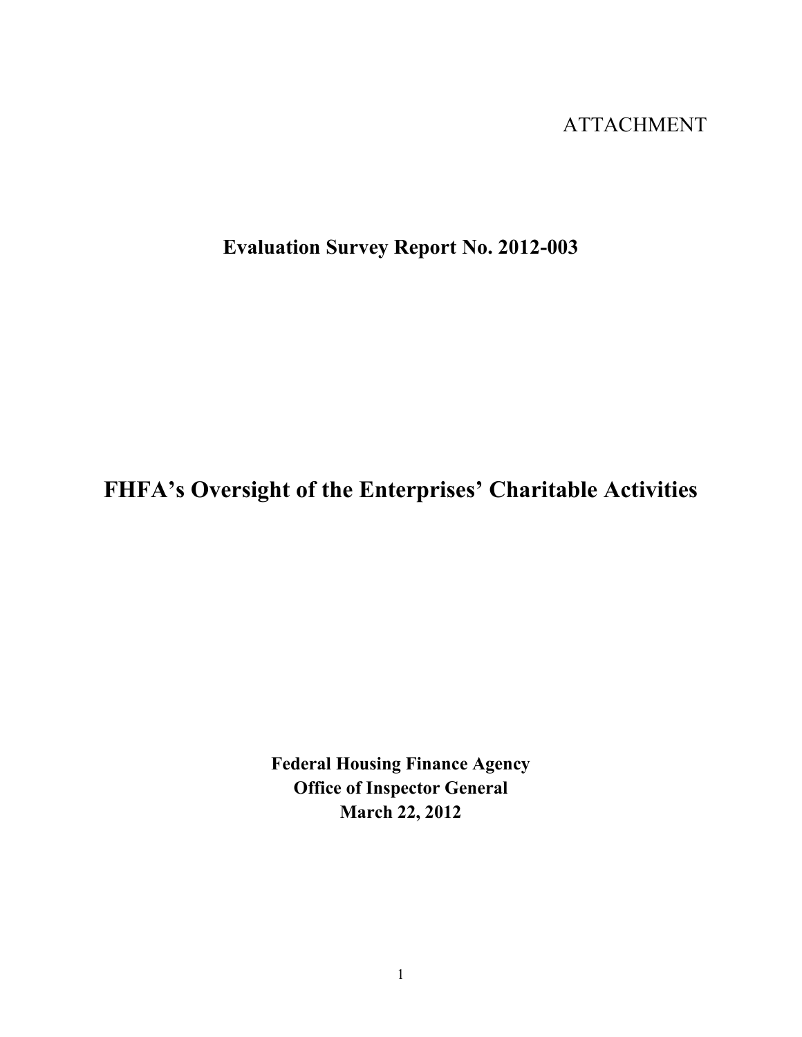ATTACHMENT

**Evaluation Survey Report No. 2012-003**

# FHFA's Oversight of the Enterprises' Charitable Activities

**Federal Housing Finance Agency**
**Office of Inspector General**
**March 22, 2012**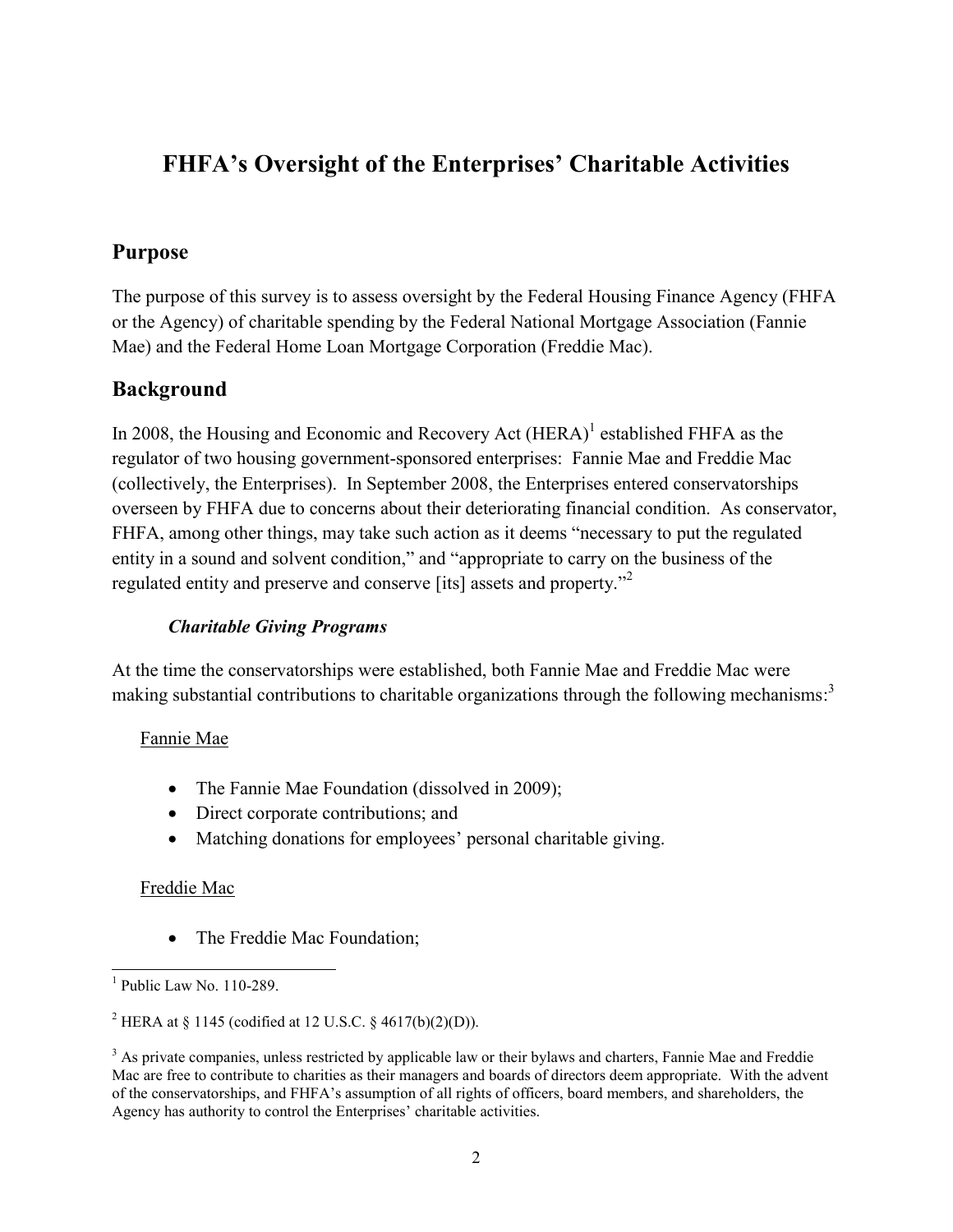# FHFA's Oversight of the Enterprises' Charitable Activities

## Purpose

The purpose of this survey is to assess oversight by the Federal Housing Finance Agency (FHFA or the Agency) of charitable spending by the Federal National Mortgage Association (Fannie Mae) and the Federal Home Loan Mortgage Corporation (Freddie Mac).

## Background

In 2008, the Housing and Economic and Recovery Act (HERA)[1] established FHFA as the regulator of two housing government-sponsored enterprises: Fannie Mae and Freddie Mac (collectively, the Enterprises). In September 2008, the Enterprises entered conservatorships overseen by FHFA due to concerns about their deteriorating financial condition. As conservator, FHFA, among other things, may take such action as it deems "necessary to put the regulated entity in a sound and solvent condition," and "appropriate to carry on the business of the regulated entity and preserve and conserve [its] assets and property."[2]

### *Charitable Giving Programs*

At the time the conservatorships were established, both Fannie Mae and Freddie Mac were making substantial contributions to charitable organizations through the following mechanisms:[3]

<u>Fannie Mae</u>

- The Fannie Mae Foundation (dissolved in 2009);
- Direct corporate contributions; and
- Matching donations for employees' personal charitable giving.

<u>Freddie Mac</u>

- The Freddie Mac Foundation;

---

[1] Public Law No. 110-289.

[2] HERA at § 1145 (codified at 12 U.S.C. § 4617(b)(2)(D)).

[3] As private companies, unless restricted by applicable law or their bylaws and charters, Fannie Mae and Freddie Mac are free to contribute to charities as their managers and boards of directors deem appropriate. With the advent of the conservatorships, and FHFA's assumption of all rights of officers, board members, and shareholders, the Agency has authority to control the Enterprises' charitable activities.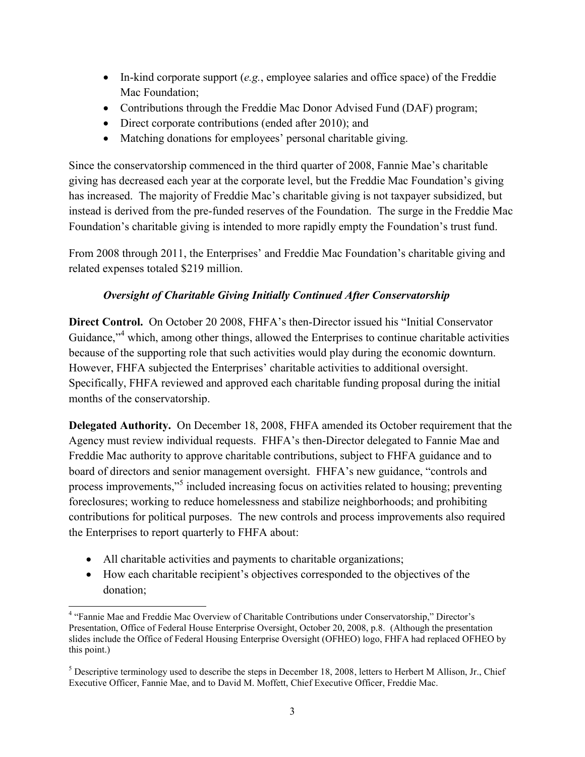- In-kind corporate support (*e.g.*, employee salaries and office space) of the Freddie Mac Foundation;
- Contributions through the Freddie Mac Donor Advised Fund (DAF) program;
- Direct corporate contributions (ended after 2010); and
- Matching donations for employees' personal charitable giving.

Since the conservatorship commenced in the third quarter of 2008, Fannie Mae's charitable giving has decreased each year at the corporate level, but the Freddie Mac Foundation's giving has increased. The majority of Freddie Mac's charitable giving is not taxpayer subsidized, but instead is derived from the pre-funded reserves of the Foundation. The surge in the Freddie Mac Foundation's charitable giving is intended to more rapidly empty the Foundation's trust fund.

From 2008 through 2011, the Enterprises' and Freddie Mac Foundation's charitable giving and related expenses totaled $219 million.

### *Oversight of Charitable Giving Initially Continued After Conservatorship*

**Direct Control.** On October 20 2008, FHFA's then-Director issued his "Initial Conservator Guidance,"[4] which, among other things, allowed the Enterprises to continue charitable activities because of the supporting role that such activities would play during the economic downturn. However, FHFA subjected the Enterprises' charitable activities to additional oversight. Specifically, FHFA reviewed and approved each charitable funding proposal during the initial months of the conservatorship.

**Delegated Authority.** On December 18, 2008, FHFA amended its October requirement that the Agency must review individual requests. FHFA's then-Director delegated to Fannie Mae and Freddie Mac authority to approve charitable contributions, subject to FHFA guidance and to board of directors and senior management oversight. FHFA's new guidance, "controls and process improvements,"[5] included increasing focus on activities related to housing; preventing foreclosures; working to reduce homelessness and stabilize neighborhoods; and prohibiting contributions for political purposes. The new controls and process improvements also required the Enterprises to report quarterly to FHFA about:

- All charitable activities and payments to charitable organizations;
- How each charitable recipient's objectives corresponded to the objectives of the donation;

---

[4] "Fannie Mae and Freddie Mac Overview of Charitable Contributions under Conservatorship," Director's Presentation, Office of Federal House Enterprise Oversight, October 20, 2008, p.8. (Although the presentation slides include the Office of Federal Housing Enterprise Oversight (OFHEO) logo, FHFA had replaced OFHEO by this point.)

[5] Descriptive terminology used to describe the steps in December 18, 2008, letters to Herbert M Allison, Jr., Chief Executive Officer, Fannie Mae, and to David M. Moffett, Chief Executive Officer, Freddie Mac.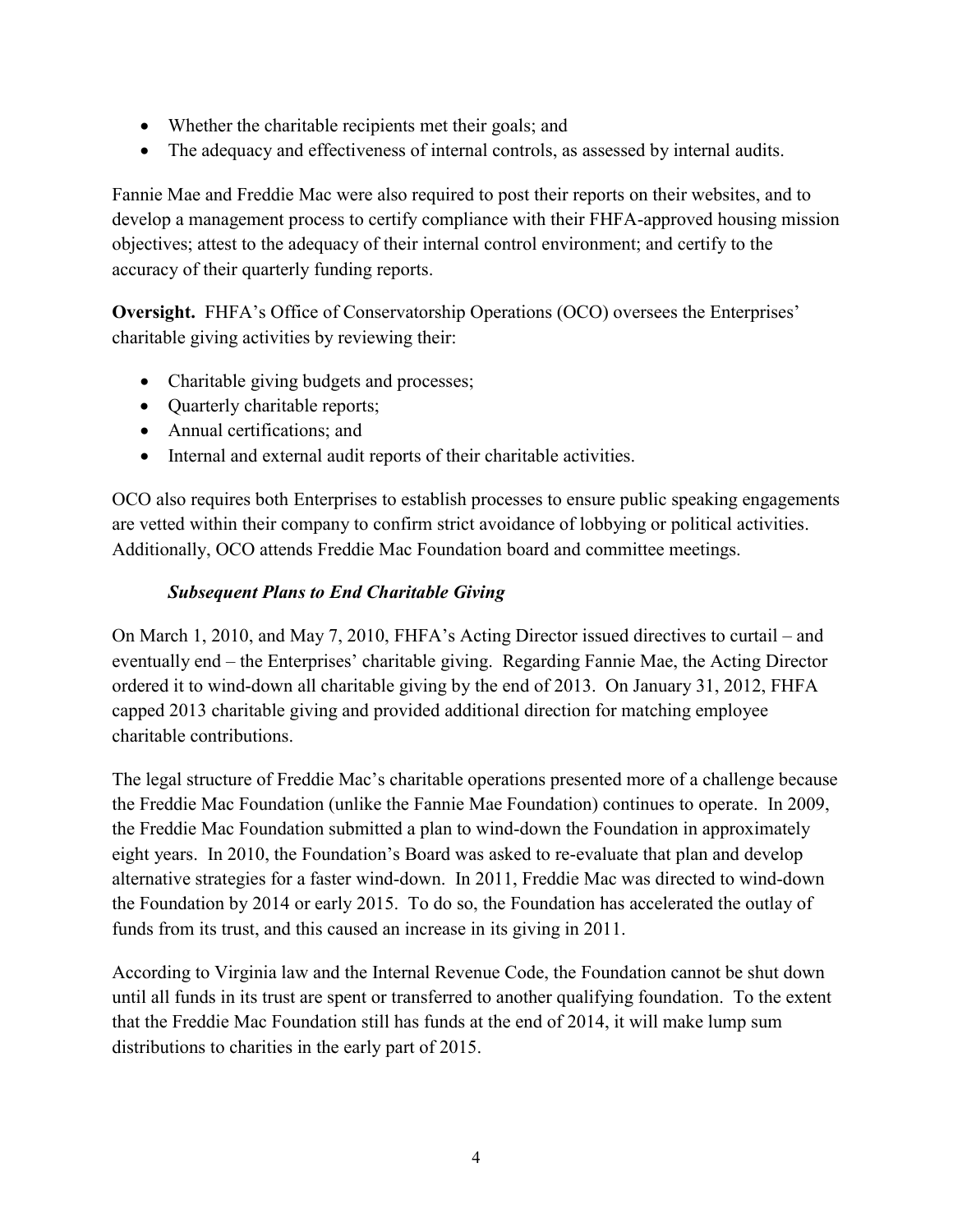- Whether the charitable recipients met their goals; and
- The adequacy and effectiveness of internal controls, as assessed by internal audits.

Fannie Mae and Freddie Mac were also required to post their reports on their websites, and to develop a management process to certify compliance with their FHFA-approved housing mission objectives; attest to the adequacy of their internal control environment; and certify to the accuracy of their quarterly funding reports.

**Oversight.** FHFA's Office of Conservatorship Operations (OCO) oversees the Enterprises' charitable giving activities by reviewing their:

- Charitable giving budgets and processes;
- Quarterly charitable reports;
- Annual certifications; and
- Internal and external audit reports of their charitable activities.

OCO also requires both Enterprises to establish processes to ensure public speaking engagements are vetted within their company to confirm strict avoidance of lobbying or political activities. Additionally, OCO attends Freddie Mac Foundation board and committee meetings.

### *Subsequent Plans to End Charitable Giving*

On March 1, 2010, and May 7, 2010, FHFA's Acting Director issued directives to curtail – and eventually end – the Enterprises' charitable giving. Regarding Fannie Mae, the Acting Director ordered it to wind-down all charitable giving by the end of 2013. On January 31, 2012, FHFA capped 2013 charitable giving and provided additional direction for matching employee charitable contributions.

The legal structure of Freddie Mac's charitable operations presented more of a challenge because the Freddie Mac Foundation (unlike the Fannie Mae Foundation) continues to operate. In 2009, the Freddie Mac Foundation submitted a plan to wind-down the Foundation in approximately eight years. In 2010, the Foundation's Board was asked to re-evaluate that plan and develop alternative strategies for a faster wind-down. In 2011, Freddie Mac was directed to wind-down the Foundation by 2014 or early 2015. To do so, the Foundation has accelerated the outlay of funds from its trust, and this caused an increase in its giving in 2011.

According to Virginia law and the Internal Revenue Code, the Foundation cannot be shut down until all funds in its trust are spent or transferred to another qualifying foundation. To the extent that the Freddie Mac Foundation still has funds at the end of 2014, it will make lump sum distributions to charities in the early part of 2015.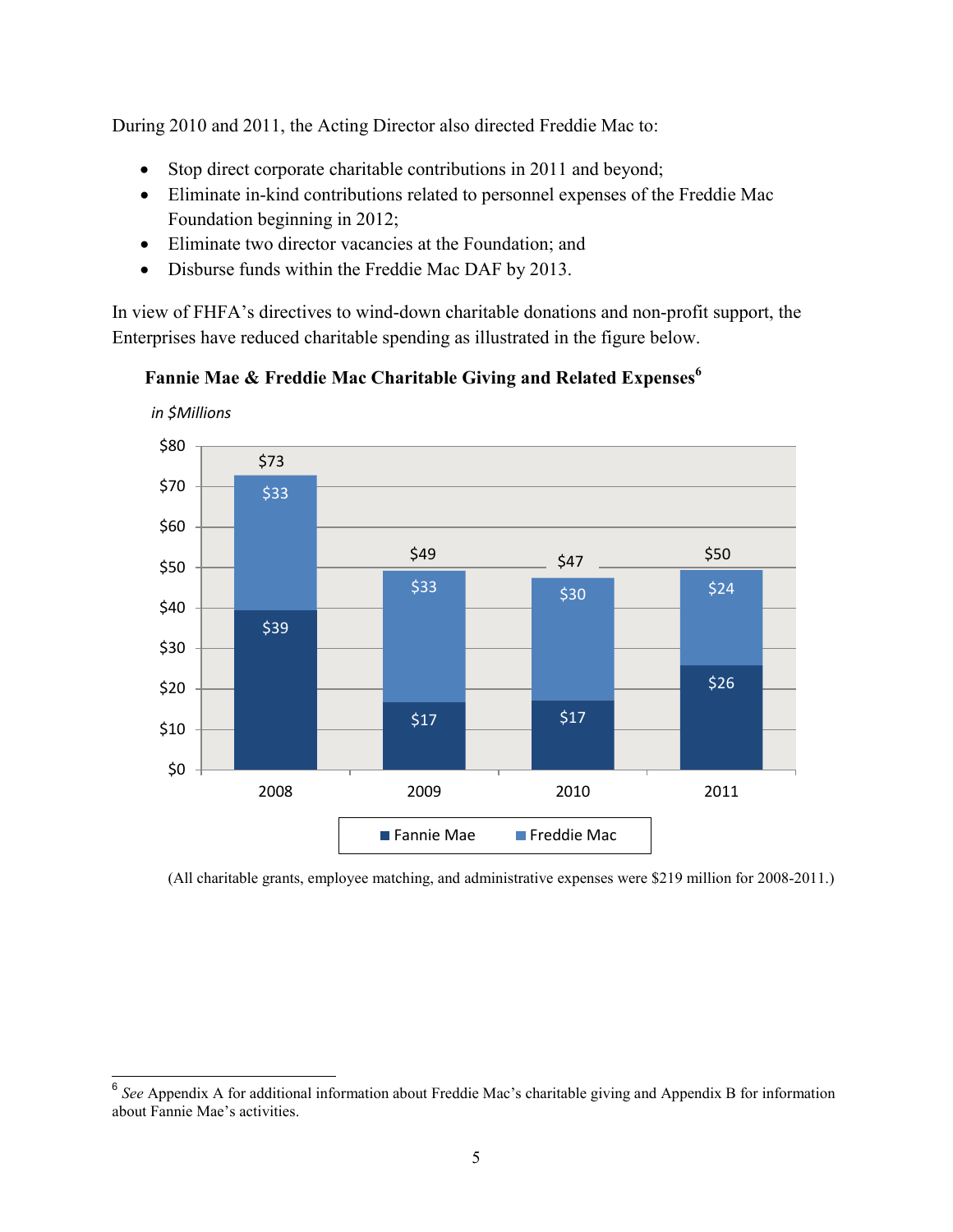During 2010 and 2011, the Acting Director also directed Freddie Mac to:

- Stop direct corporate charitable contributions in 2011 and beyond;
- Eliminate in-kind contributions related to personnel expenses of the Freddie Mac Foundation beginning in 2012;
- Eliminate two director vacancies at the Foundation; and
- Disburse funds within the Freddie Mac DAF by 2013.

In view of FHFA's directives to wind-down charitable donations and non-profit support, the Enterprises have reduced charitable spending as illustrated in the figure below.

**Fannie Mae & Freddie Mac Charitable Giving and Related Expenses**[6]

*in $Millions*

| | 2008 | 2009 | 2010 | 2011 |
|---|---|---|---|---|
| Fannie Mae | $39 | $17 | $17 | $26 |
| Freddie Mac | $33 | $33 | $30 | $24 |
| Total | $73 | $49 | $47 | $50 |

(All charitable grants, employee matching, and administrative expenses were $219 million for 2008-2011.)

---

[6] *See* Appendix A for additional information about Freddie Mac's charitable giving and Appendix B for information about Fannie Mae's activities.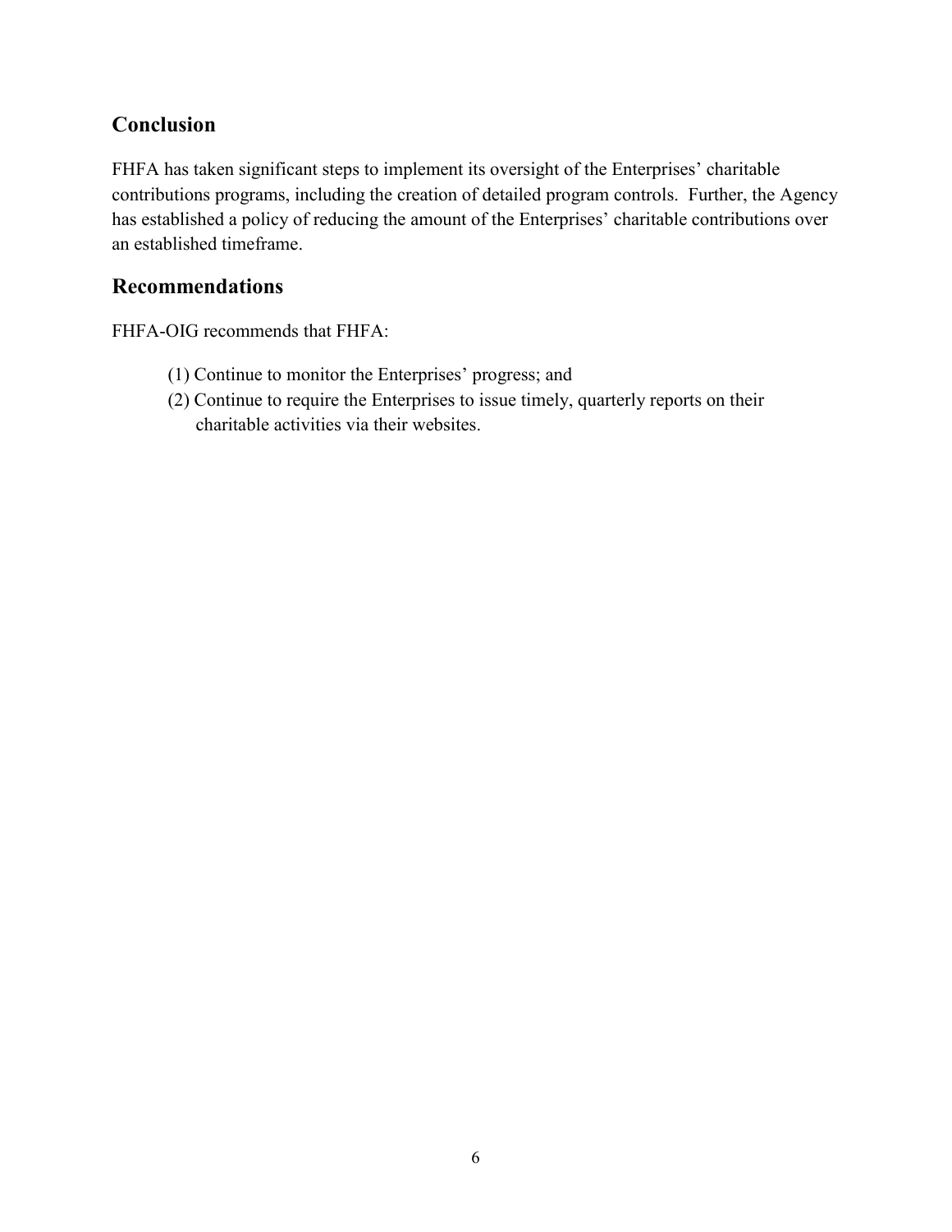## Conclusion

FHFA has taken significant steps to implement its oversight of the Enterprises' charitable contributions programs, including the creation of detailed program controls. Further, the Agency has established a policy of reducing the amount of the Enterprises' charitable contributions over an established timeframe.

## Recommendations

FHFA-OIG recommends that FHFA:

(1) Continue to monitor the Enterprises' progress; and
(2) Continue to require the Enterprises to issue timely, quarterly reports on their charitable activities via their websites.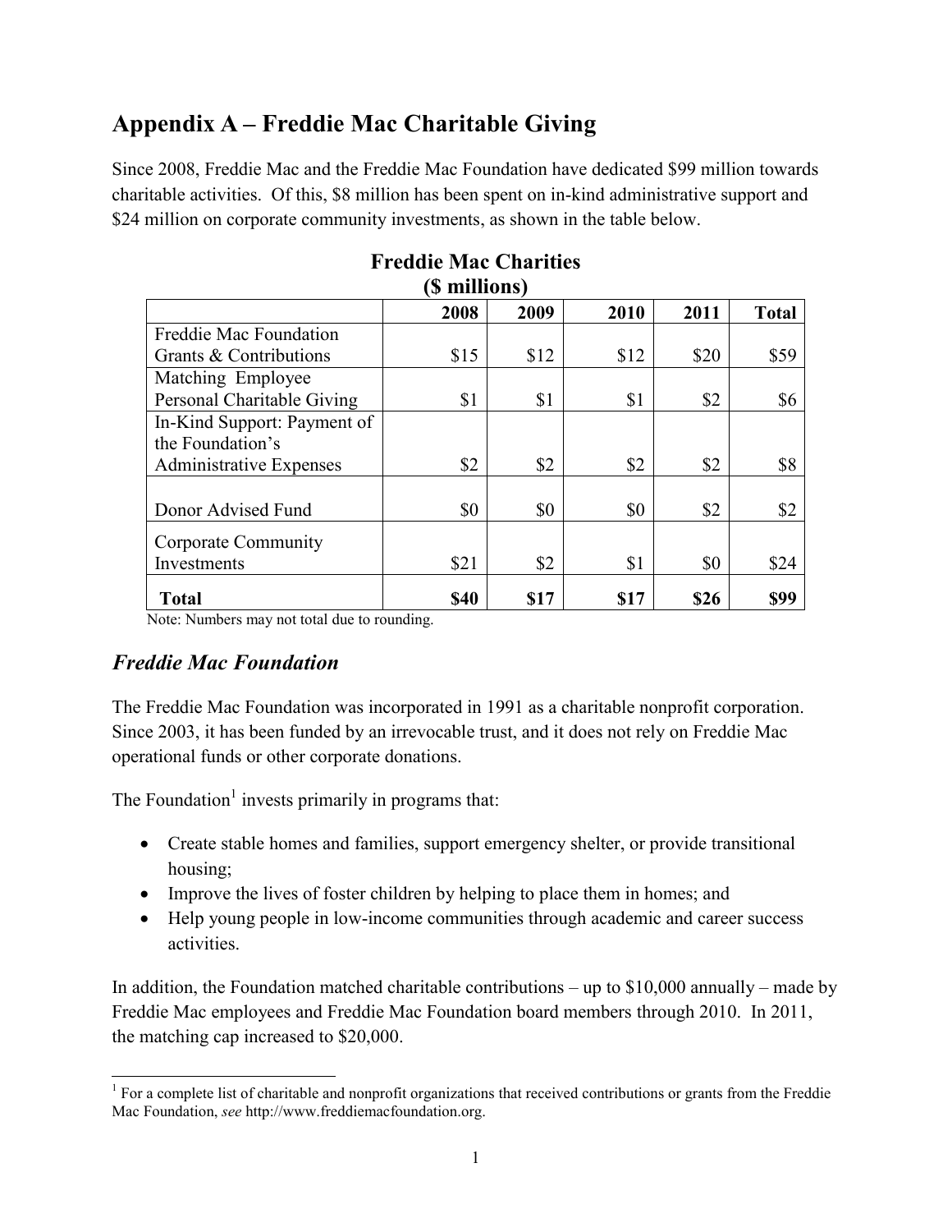## Appendix A – Freddie Mac Charitable Giving

Since 2008, Freddie Mac and the Freddie Mac Foundation have dedicated $99 million towards charitable activities. Of this, $8 million has been spent on in-kind administrative support and $24 million on corporate community investments, as shown in the table below.

**Freddie Mac Charities**
**($ millions)**

| | 2008 | 2009 | 2010 | 2011 | Total |
|---|---|---|---|---|---|
| Freddie Mac Foundation Grants & Contributions | $15 | $12 | $12 | $20 | $59 |
| Matching Employee Personal Charitable Giving | $1 | $1 | $1 | $2 | $6 |
| In-Kind Support: Payment of the Foundation's Administrative Expenses | $2 | $2 | $2 | $2 | $8 |
| Donor Advised Fund | $0 | $0 | $0 | $2 | $2 |
| Corporate Community Investments | $21 | $2 | $1 | $0 | $24 |
| **Total** | **$40** | **$17** | **$17** | **$26** | **$99** |

Note: Numbers may not total due to rounding.

### *Freddie Mac Foundation*

The Freddie Mac Foundation was incorporated in 1991 as a charitable nonprofit corporation. Since 2003, it has been funded by an irrevocable trust, and it does not rely on Freddie Mac operational funds or other corporate donations.

The Foundation[1] invests primarily in programs that:

- Create stable homes and families, support emergency shelter, or provide transitional housing;
- Improve the lives of foster children by helping to place them in homes; and
- Help young people in low-income communities through academic and career success activities.

In addition, the Foundation matched charitable contributions – up to $10,000 annually – made by Freddie Mac employees and Freddie Mac Foundation board members through 2010. In 2011, the matching cap increased to $20,000.

[1] For a complete list of charitable and nonprofit organizations that received contributions or grants from the Freddie Mac Foundation, *see* http://www.freddiemacfoundation.org.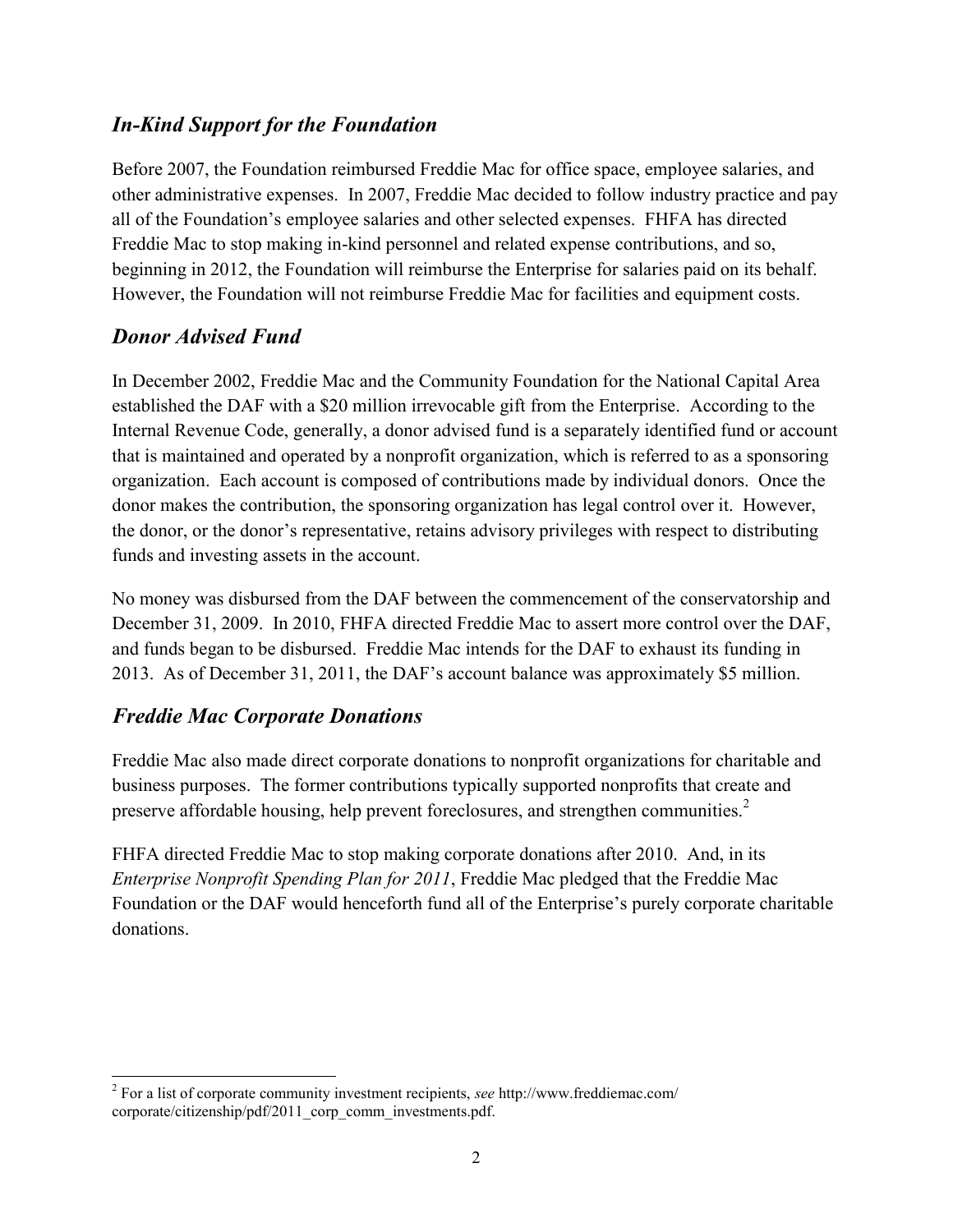## *In-Kind Support for the Foundation*

Before 2007, the Foundation reimbursed Freddie Mac for office space, employee salaries, and other administrative expenses. In 2007, Freddie Mac decided to follow industry practice and pay all of the Foundation's employee salaries and other selected expenses. FHFA has directed Freddie Mac to stop making in-kind personnel and related expense contributions, and so, beginning in 2012, the Foundation will reimburse the Enterprise for salaries paid on its behalf. However, the Foundation will not reimburse Freddie Mac for facilities and equipment costs.

## *Donor Advised Fund*

In December 2002, Freddie Mac and the Community Foundation for the National Capital Area established the DAF with a $20 million irrevocable gift from the Enterprise. According to the Internal Revenue Code, generally, a donor advised fund is a separately identified fund or account that is maintained and operated by a nonprofit organization, which is referred to as a sponsoring organization. Each account is composed of contributions made by individual donors. Once the donor makes the contribution, the sponsoring organization has legal control over it. However, the donor, or the donor's representative, retains advisory privileges with respect to distributing funds and investing assets in the account.

No money was disbursed from the DAF between the commencement of the conservatorship and December 31, 2009. In 2010, FHFA directed Freddie Mac to assert more control over the DAF, and funds began to be disbursed. Freddie Mac intends for the DAF to exhaust its funding in 2013. As of December 31, 2011, the DAF's account balance was approximately $5 million.

## *Freddie Mac Corporate Donations*

Freddie Mac also made direct corporate donations to nonprofit organizations for charitable and business purposes. The former contributions typically supported nonprofits that create and preserve affordable housing, help prevent foreclosures, and strengthen communities.[2]

FHFA directed Freddie Mac to stop making corporate donations after 2010. And, in its *Enterprise Nonprofit Spending Plan for 2011*, Freddie Mac pledged that the Freddie Mac Foundation or the DAF would henceforth fund all of the Enterprise's purely corporate charitable donations.

---

[2] For a list of corporate community investment recipients, *see* http://www.freddiemac.com/corporate/citizenship/pdf/2011_corp_comm_investments.pdf.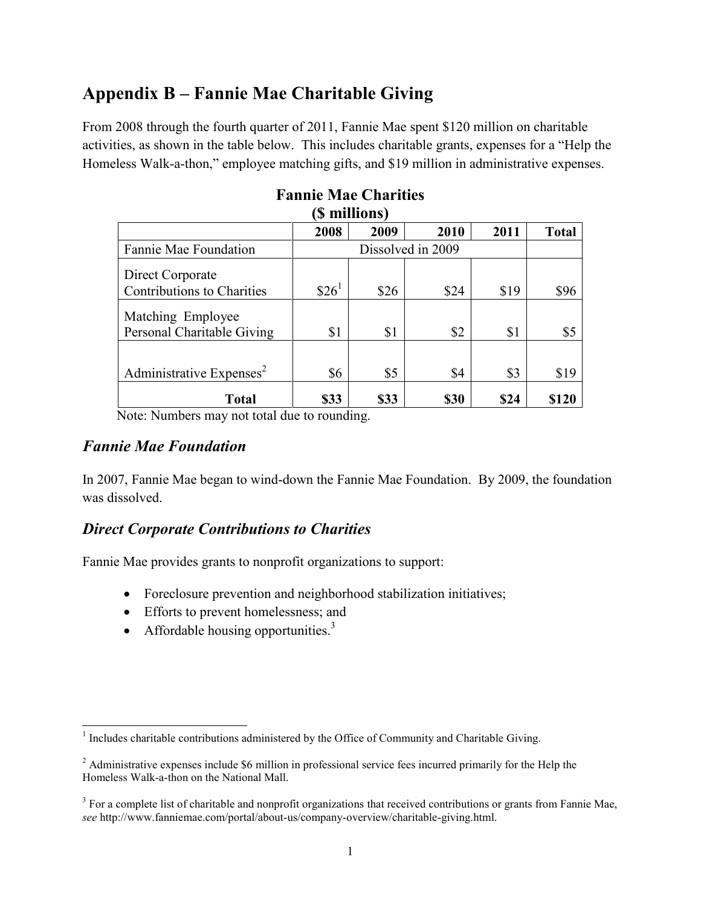## Appendix B – Fannie Mae Charitable Giving

From 2008 through the fourth quarter of 2011, Fannie Mae spent $120 million on charitable activities, as shown in the table below. This includes charitable grants, expenses for a "Help the Homeless Walk-a-thon," employee matching gifts, and $19 million in administrative expenses.

**Fannie Mae Charities**
**($ millions)**

| | 2008 | 2009 | 2010 | 2011 | Total |
|---|---|---|---|---|---|
| Fannie Mae Foundation | Dissolved in 2009 | | | | |
| Direct Corporate Contributions to Charities | $26[1] | $26 | $24 | $19 | $96 |
| Matching Employee Personal Charitable Giving | $1 | $1 | $2 | $1 | $5 |
| Administrative Expenses[2] | $6 | $5 | $4 | $3 | $19 |
| **Total** | **$33** | **$33** | **$30** | **$24** | **$120** |

Note: Numbers may not total due to rounding.

### *Fannie Mae Foundation*

In 2007, Fannie Mae began to wind-down the Fannie Mae Foundation. By 2009, the foundation was dissolved.

### *Direct Corporate Contributions to Charities*

Fannie Mae provides grants to nonprofit organizations to support:

- Foreclosure prevention and neighborhood stabilization initiatives;
- Efforts to prevent homelessness; and
- Affordable housing opportunities.[3]

---

[1] Includes charitable contributions administered by the Office of Community and Charitable Giving.

[2] Administrative expenses include $6 million in professional service fees incurred primarily for the Help the Homeless Walk-a-thon on the National Mall.

[3] For a complete list of charitable and nonprofit organizations that received contributions or grants from Fannie Mae, *see* http://www.fanniemae.com/portal/about-us/company-overview/charitable-giving.html.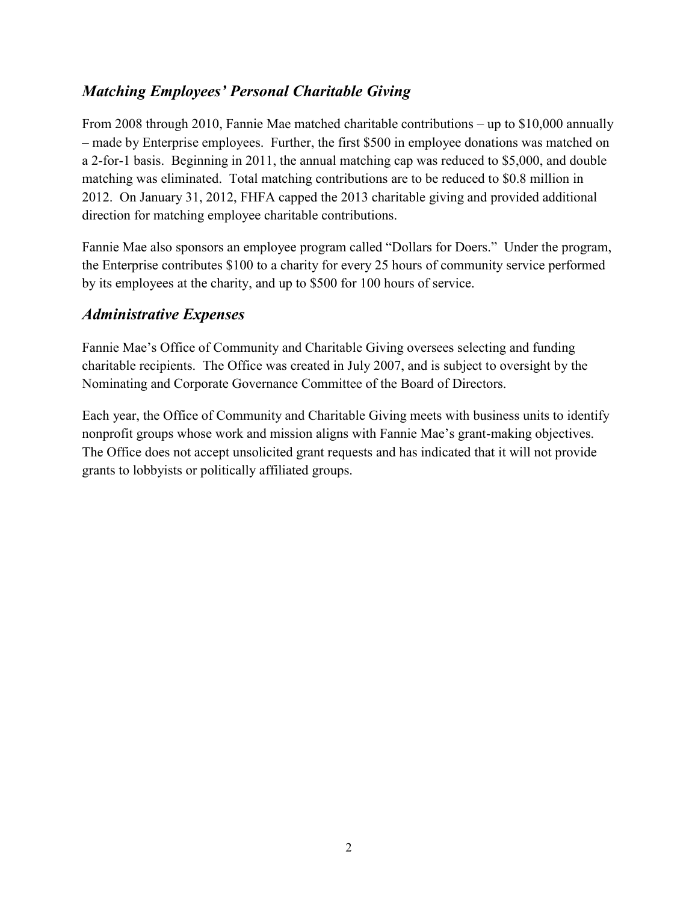## *Matching Employees' Personal Charitable Giving*

From 2008 through 2010, Fannie Mae matched charitable contributions – up to $10,000 annually – made by Enterprise employees. Further, the first $500 in employee donations was matched on a 2-for-1 basis. Beginning in 2011, the annual matching cap was reduced to $5,000, and double matching was eliminated. Total matching contributions are to be reduced to $0.8 million in 2012. On January 31, 2012, FHFA capped the 2013 charitable giving and provided additional direction for matching employee charitable contributions.

Fannie Mae also sponsors an employee program called "Dollars for Doers." Under the program, the Enterprise contributes $100 to a charity for every 25 hours of community service performed by its employees at the charity, and up to $500 for 100 hours of service.

## *Administrative Expenses*

Fannie Mae's Office of Community and Charitable Giving oversees selecting and funding charitable recipients. The Office was created in July 2007, and is subject to oversight by the Nominating and Corporate Governance Committee of the Board of Directors.

Each year, the Office of Community and Charitable Giving meets with business units to identify nonprofit groups whose work and mission aligns with Fannie Mae's grant-making objectives. The Office does not accept unsolicited grant requests and has indicated that it will not provide grants to lobbyists or politically affiliated groups.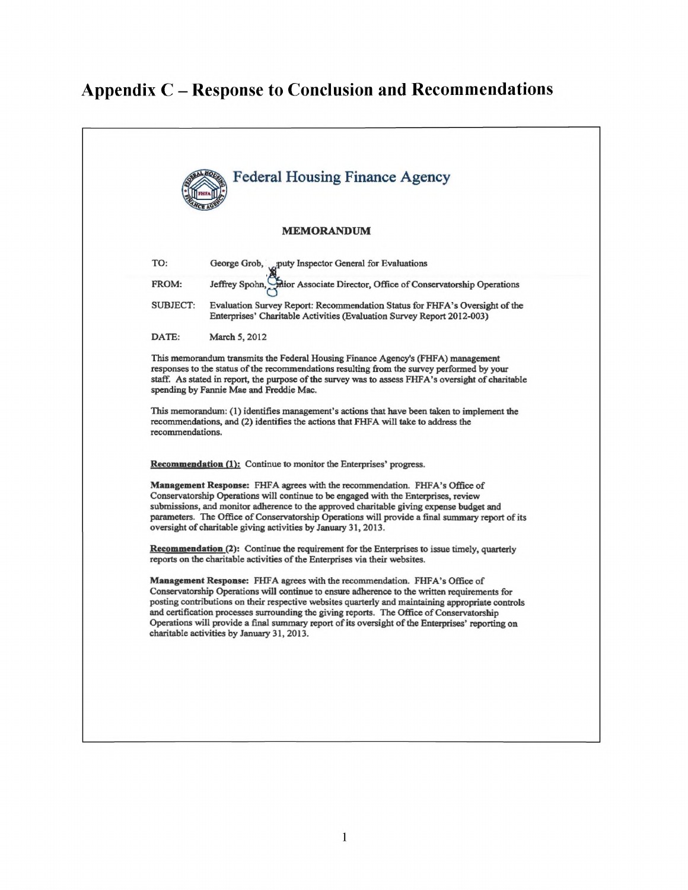# Appendix C – Response to Conclusion and Recommendations

Federal Housing Finance Agency

**MEMORANDUM**

TO: George Grob, Deputy Inspector General for Evaluations

FROM: Jeffrey Spohn, Senior Associate Director, Office of Conservatorship Operations

SUBJECT: Evaluation Survey Report: Recommendation Status for FHFA's Oversight of the Enterprises' Charitable Activities (Evaluation Survey Report 2012-003)

DATE: March 5, 2012

This memorandum transmits the Federal Housing Finance Agency's (FHFA) management responses to the status of the recommendations resulting from the survey performed by your staff. As stated in report, the purpose of the survey was to assess FHFA's oversight of charitable spending by Fannie Mae and Freddie Mac.

This memorandum: (1) identifies management's actions that have been taken to implement the recommendations, and (2) identifies the actions that FHFA will take to address the recommendations.

**Recommendation (1):** Continue to monitor the Enterprises' progress.

**Management Response:** FHFA agrees with the recommendation. FHFA's Office of Conservatorship Operations will continue to be engaged with the Enterprises, review submissions, and monitor adherence to the approved charitable giving expense budget and parameters. The Office of Conservatorship Operations will provide a final summary report of its oversight of charitable giving activities by January 31, 2013.

**Recommendation (2):** Continue the requirement for the Enterprises to issue timely, quarterly reports on the charitable activities of the Enterprises via their websites.

**Management Response:** FHFA agrees with the recommendation. FHFA's Office of Conservatorship Operations will continue to ensure adherence to the written requirements for posting contributions on their respective websites quarterly and maintaining appropriate controls and certification processes surrounding the giving reports. The Office of Conservatorship Operations will provide a final summary report of its oversight of the Enterprises' reporting on charitable activities by January 31, 2013.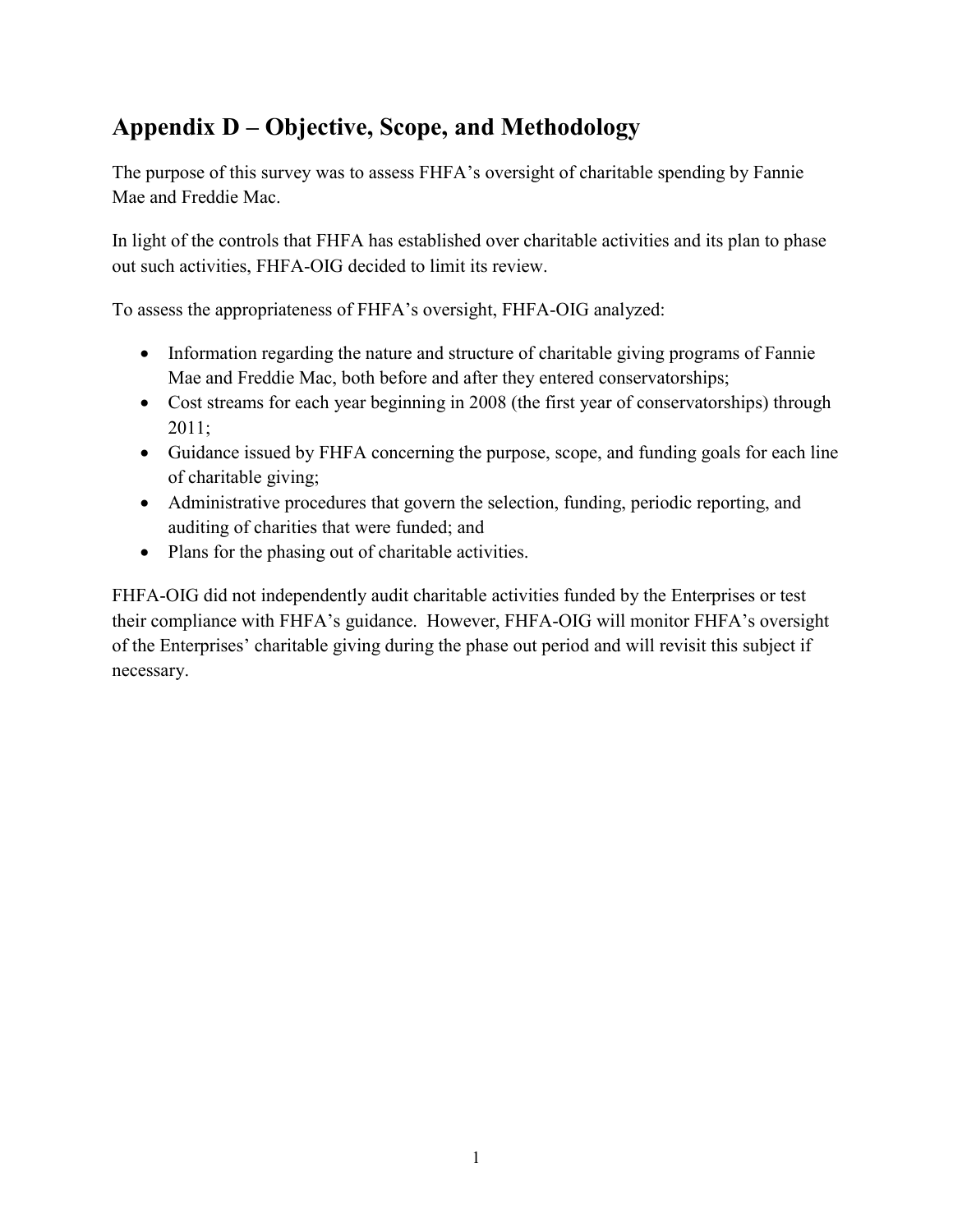## Appendix D – Objective, Scope, and Methodology

The purpose of this survey was to assess FHFA's oversight of charitable spending by Fannie Mae and Freddie Mac.

In light of the controls that FHFA has established over charitable activities and its plan to phase out such activities, FHFA-OIG decided to limit its review.

To assess the appropriateness of FHFA's oversight, FHFA-OIG analyzed:

- Information regarding the nature and structure of charitable giving programs of Fannie Mae and Freddie Mac, both before and after they entered conservatorships;
- Cost streams for each year beginning in 2008 (the first year of conservatorships) through 2011;
- Guidance issued by FHFA concerning the purpose, scope, and funding goals for each line of charitable giving;
- Administrative procedures that govern the selection, funding, periodic reporting, and auditing of charities that were funded; and
- Plans for the phasing out of charitable activities.

FHFA-OIG did not independently audit charitable activities funded by the Enterprises or test their compliance with FHFA's guidance. However, FHFA-OIG will monitor FHFA's oversight of the Enterprises' charitable giving during the phase out period and will revisit this subject if necessary.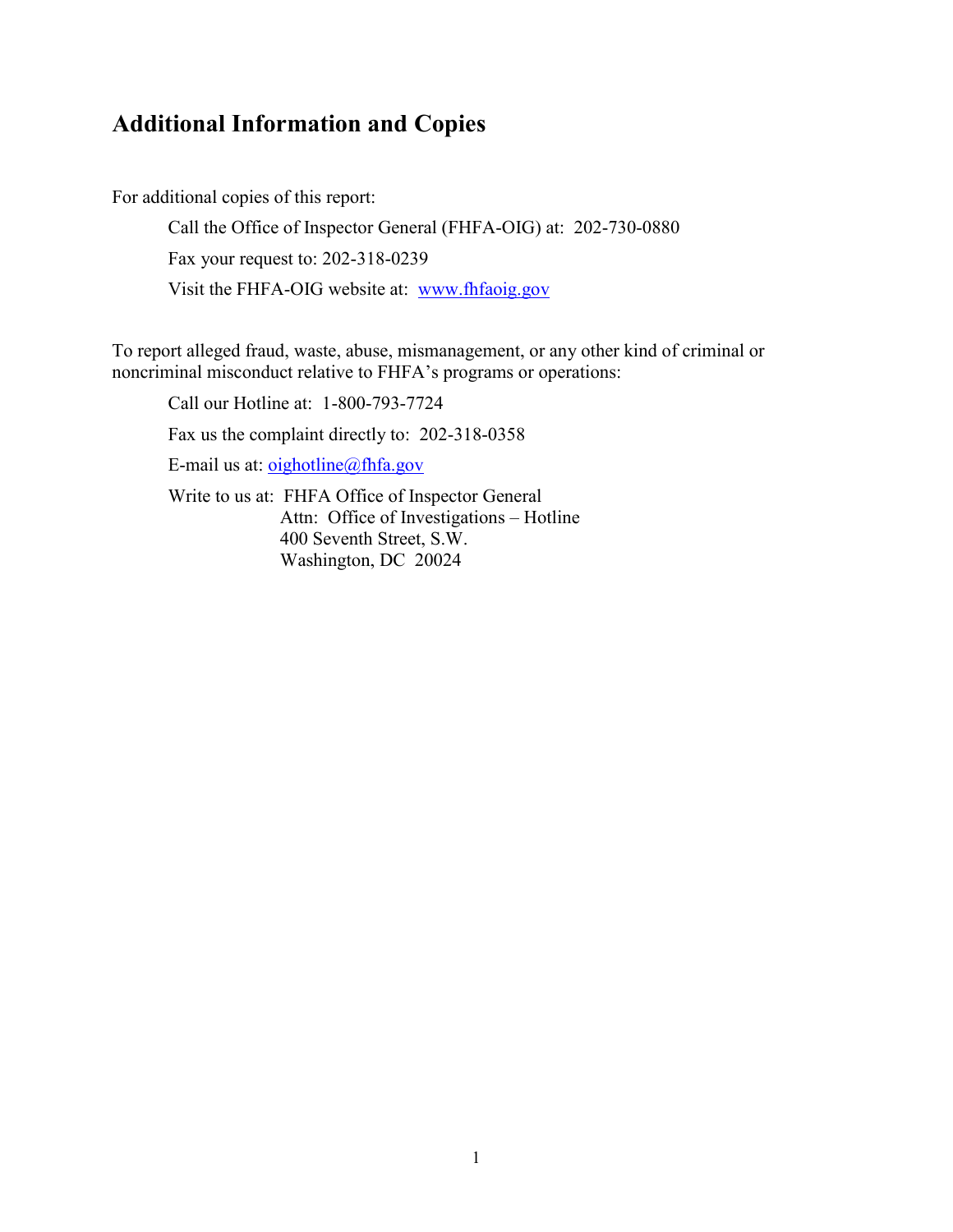## Additional Information and Copies

For additional copies of this report:

Call the Office of Inspector General (FHFA-OIG) at: 202-730-0880

Fax your request to: 202-318-0239

Visit the FHFA-OIG website at: www.fhfaoig.gov

To report alleged fraud, waste, abuse, mismanagement, or any other kind of criminal or noncriminal misconduct relative to FHFA's programs or operations:

Call our Hotline at: 1-800-793-7724

Fax us the complaint directly to: 202-318-0358

E-mail us at: oighotline@fhfa.gov

Write to us at: FHFA Office of Inspector General
Attn: Office of Investigations – Hotline
400 Seventh Street, S.W.
Washington, DC 20024